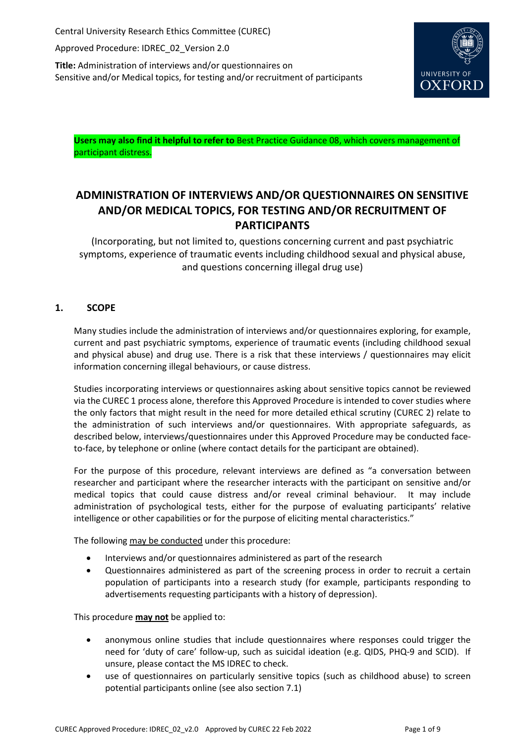Central University Research Ethics Committee (CUREC)

Approved Procedure: IDREC_02_Version 2.0

**Title:** Administration of interviews and/or questionnaires on Sensitive and/or Medical topics, for testing and/or recruitment of participants

**Users may also find it helpful to refer to** Best Practice Guidance 08, which covers management of participant distress.

# ADMINISTRATION OF INTERVIEWS AND/OR QUESTIONNAIRES ON SENSITIVE AND/OR MEDICAL TOPICS, FOR TESTING AND/OR RECRUITMENT OF PARTICIPANTS

(Incorporating, but not limited to, questions concerning current and past psychiatric symptoms, experience of traumatic events including childhood sexual and physical abuse, and questions concerning illegal drug use)

## 1. SCOPE

Many studies include the administration of interviews and/or questionnaires exploring, for example, current and past psychiatric symptoms, experience of traumatic events (including childhood sexual and physical abuse) and drug use. There is a risk that these interviews / questionnaires may elicit information concerning illegal behaviours, or cause distress.

Studies incorporating interviews or questionnaires asking about sensitive topics cannot be reviewed via the CUREC 1 process alone, therefore this Approved Procedure is intended to cover studies where the only factors that might result in the need for more detailed ethical scrutiny (CUREC 2) relate to the administration of such interviews and/or questionnaires. With appropriate safeguards, as described below, interviews/questionnaires under this Approved Procedure may be conducted face-to-face, by telephone or online (where contact details for the participant are obtained).

For the purpose of this procedure, relevant interviews are defined as "a conversation between researcher and participant where the researcher interacts with the participant on sensitive and/or medical topics that could cause distress and/or reveal criminal behaviour. It may include administration of psychological tests, either for the purpose of evaluating participants' relative intelligence or other capabilities or for the purpose of eliciting mental characteristics."

The following may be conducted under this procedure:

- Interviews and/or questionnaires administered as part of the research
- Questionnaires administered as part of the screening process in order to recruit a certain population of participants into a research study (for example, participants responding to advertisements requesting participants with a history of depression).

This procedure **may not** be applied to:

- anonymous online studies that include questionnaires where responses could trigger the need for 'duty of care' follow-up, such as suicidal ideation (e.g. QIDS, PHQ-9 and SCID). If unsure, please contact the MS IDREC to check.
- use of questionnaires on particularly sensitive topics (such as childhood abuse) to screen potential participants online (see also section 7.1)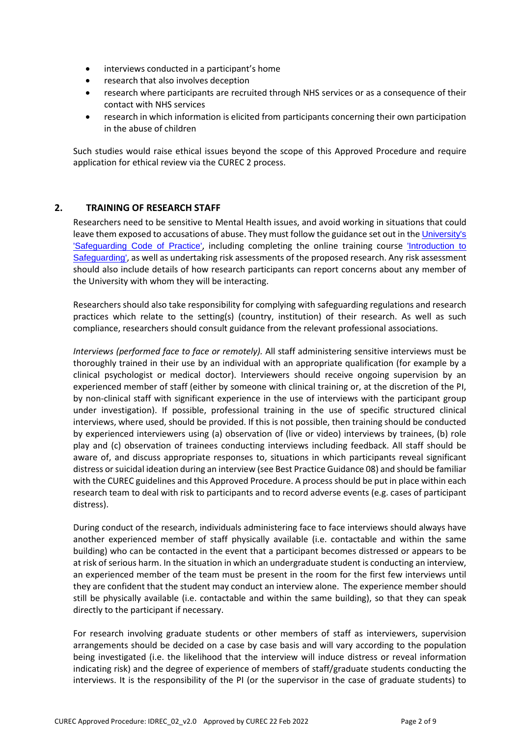- interviews conducted in a participant's home
- research that also involves deception
- research where participants are recruited through NHS services or as a consequence of their contact with NHS services
- research in which information is elicited from participants concerning their own participation in the abuse of children

Such studies would raise ethical issues beyond the scope of this Approved Procedure and require application for ethical review via the CUREC 2 process.

## 2. TRAINING OF RESEARCH STAFF

Researchers need to be sensitive to Mental Health issues, and avoid working in situations that could leave them exposed to accusations of abuse. They must follow the guidance set out in the University's 'Safeguarding Code of Practice', including completing the online training course 'Introduction to Safeguarding', as well as undertaking risk assessments of the proposed research. Any risk assessment should also include details of how research participants can report concerns about any member of the University with whom they will be interacting.

Researchers should also take responsibility for complying with safeguarding regulations and research practices which relate to the setting(s) (country, institution) of their research. As well as such compliance, researchers should consult guidance from the relevant professional associations.

*Interviews (performed face to face or remotely).* All staff administering sensitive interviews must be thoroughly trained in their use by an individual with an appropriate qualification (for example by a clinical psychologist or medical doctor). Interviewers should receive ongoing supervision by an experienced member of staff (either by someone with clinical training or, at the discretion of the PI, by non-clinical staff with significant experience in the use of interviews with the participant group under investigation). If possible, professional training in the use of specific structured clinical interviews, where used, should be provided. If this is not possible, then training should be conducted by experienced interviewers using (a) observation of (live or video) interviews by trainees, (b) role play and (c) observation of trainees conducting interviews including feedback. All staff should be aware of, and discuss appropriate responses to, situations in which participants reveal significant distress or suicidal ideation during an interview (see Best Practice Guidance 08) and should be familiar with the CUREC guidelines and this Approved Procedure. A process should be put in place within each research team to deal with risk to participants and to record adverse events (e.g. cases of participant distress).

During conduct of the research, individuals administering face to face interviews should always have another experienced member of staff physically available (i.e. contactable and within the same building) who can be contacted in the event that a participant becomes distressed or appears to be at risk of serious harm. In the situation in which an undergraduate student is conducting an interview, an experienced member of the team must be present in the room for the first few interviews until they are confident that the student may conduct an interview alone. The experience member should still be physically available (i.e. contactable and within the same building), so that they can speak directly to the participant if necessary.

For research involving graduate students or other members of staff as interviewers, supervision arrangements should be decided on a case by case basis and will vary according to the population being investigated (i.e. the likelihood that the interview will induce distress or reveal information indicating risk) and the degree of experience of members of staff/graduate students conducting the interviews. It is the responsibility of the PI (or the supervisor in the case of graduate students) to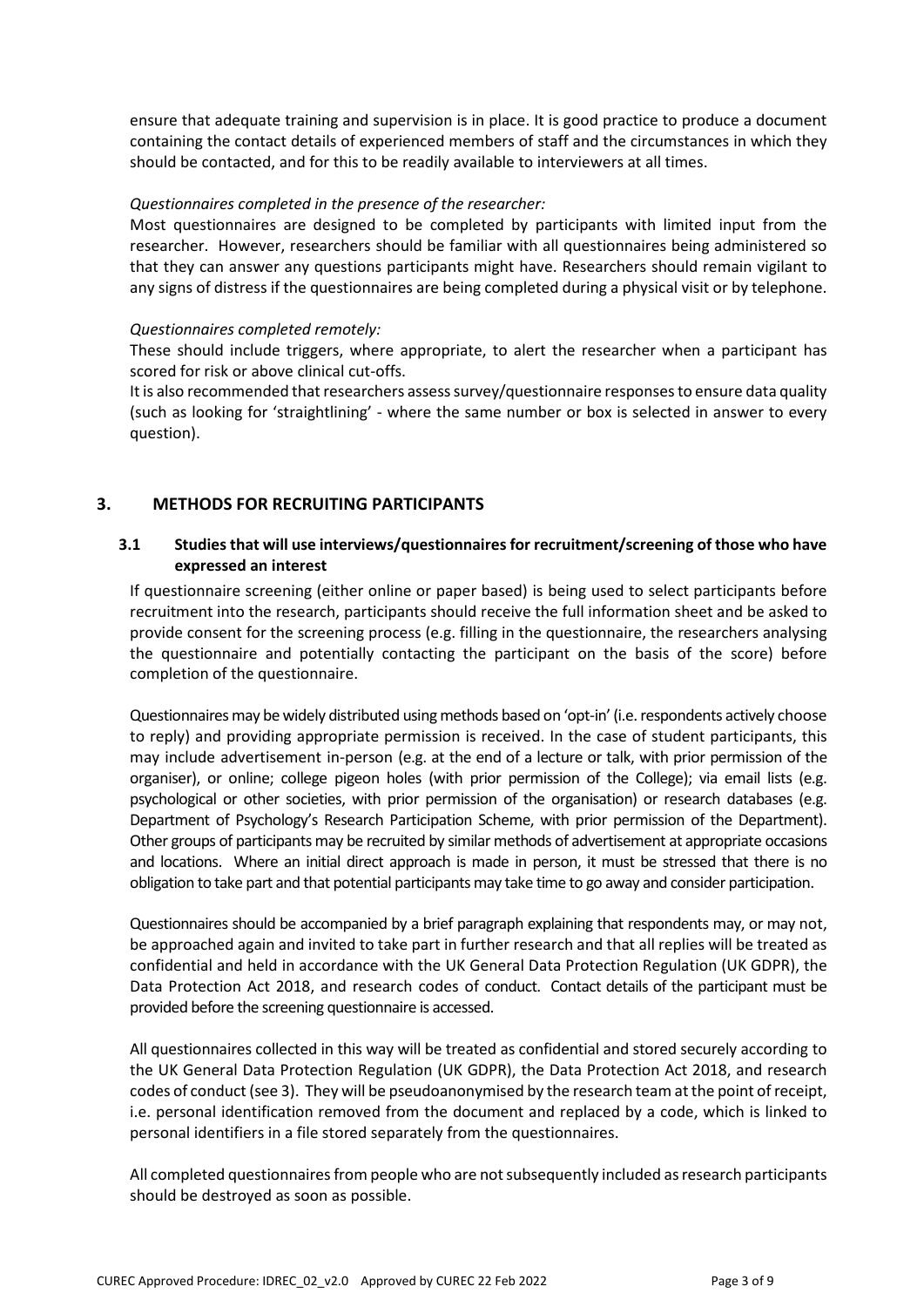ensure that adequate training and supervision is in place. It is good practice to produce a document containing the contact details of experienced members of staff and the circumstances in which they should be contacted, and for this to be readily available to interviewers at all times.

*Questionnaires completed in the presence of the researcher:*

Most questionnaires are designed to be completed by participants with limited input from the researcher. However, researchers should be familiar with all questionnaires being administered so that they can answer any questions participants might have. Researchers should remain vigilant to any signs of distress if the questionnaires are being completed during a physical visit or by telephone.

*Questionnaires completed remotely:*

These should include triggers, where appropriate, to alert the researcher when a participant has scored for risk or above clinical cut-offs.

It is also recommended that researchers assess survey/questionnaire responses to ensure data quality (such as looking for 'straightlining' - where the same number or box is selected in answer to every question).

## 3. METHODS FOR RECRUITING PARTICIPANTS

### 3.1 Studies that will use interviews/questionnaires for recruitment/screening of those who have expressed an interest

If questionnaire screening (either online or paper based) is being used to select participants before recruitment into the research, participants should receive the full information sheet and be asked to provide consent for the screening process (e.g. filling in the questionnaire, the researchers analysing the questionnaire and potentially contacting the participant on the basis of the score) before completion of the questionnaire.

Questionnaires may be widely distributed using methods based on 'opt-in' (i.e. respondents actively choose to reply) and providing appropriate permission is received. In the case of student participants, this may include advertisement in-person (e.g. at the end of a lecture or talk, with prior permission of the organiser), or online; college pigeon holes (with prior permission of the College); via email lists (e.g. psychological or other societies, with prior permission of the organisation) or research databases (e.g. Department of Psychology's Research Participation Scheme, with prior permission of the Department). Other groups of participants may be recruited by similar methods of advertisement at appropriate occasions and locations. Where an initial direct approach is made in person, it must be stressed that there is no obligation to take part and that potential participants may take time to go away and consider participation.

Questionnaires should be accompanied by a brief paragraph explaining that respondents may, or may not, be approached again and invited to take part in further research and that all replies will be treated as confidential and held in accordance with the UK General Data Protection Regulation (UK GDPR), the Data Protection Act 2018, and research codes of conduct. Contact details of the participant must be provided before the screening questionnaire is accessed.

All questionnaires collected in this way will be treated as confidential and stored securely according to the UK General Data Protection Regulation (UK GDPR), the Data Protection Act 2018, and research codes of conduct (see 3). They will be pseudoanonymised by the research team at the point of receipt, i.e. personal identification removed from the document and replaced by a code, which is linked to personal identifiers in a file stored separately from the questionnaires.

All completed questionnaires from people who are not subsequently included as research participants should be destroyed as soon as possible.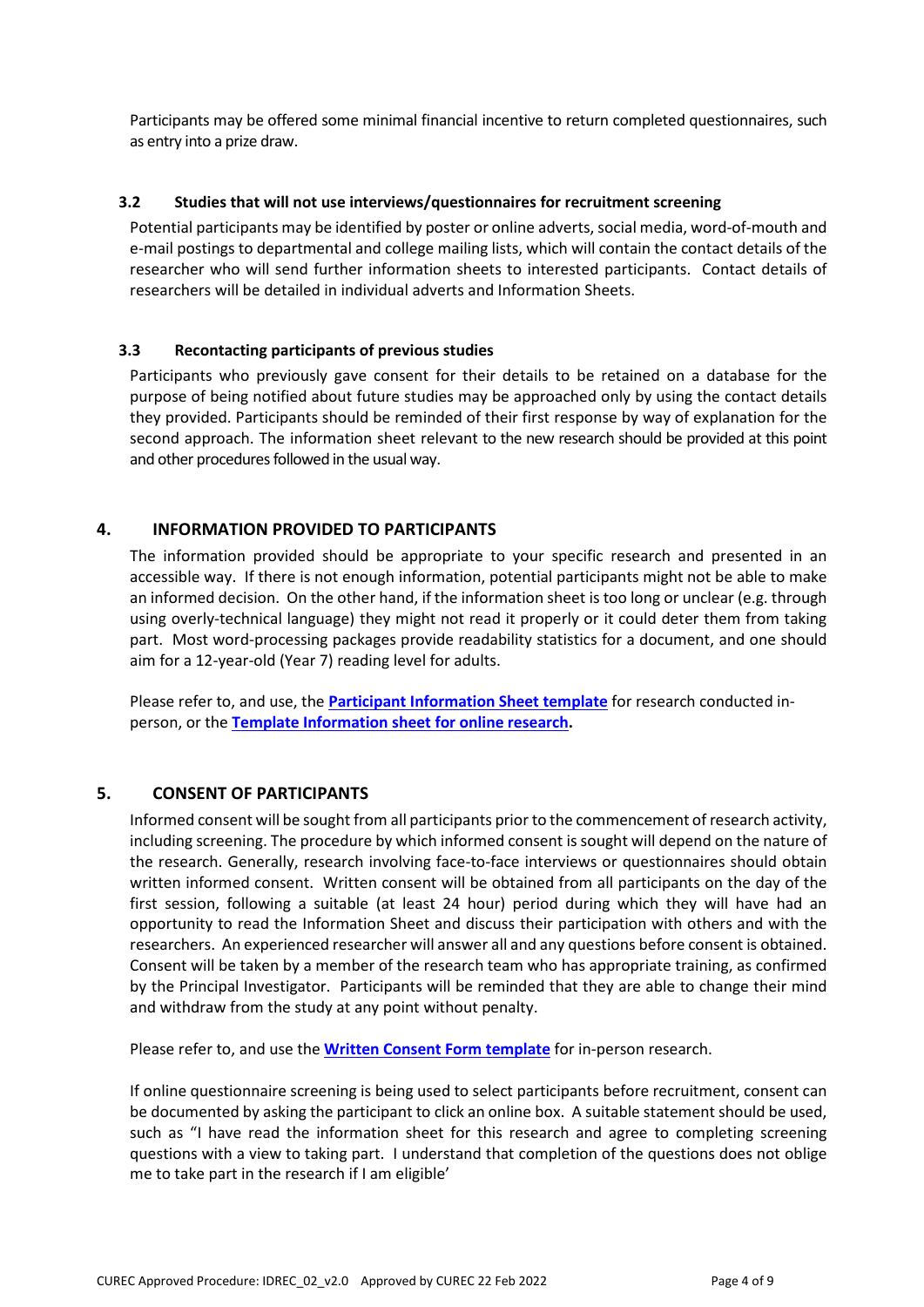Participants may be offered some minimal financial incentive to return completed questionnaires, such as entry into a prize draw.

### 3.2 Studies that will not use interviews/questionnaires for recruitment screening

Potential participants may be identified by poster or online adverts, social media, word-of-mouth and e-mail postings to departmental and college mailing lists, which will contain the contact details of the researcher who will send further information sheets to interested participants. Contact details of researchers will be detailed in individual adverts and Information Sheets.

### 3.3 Recontacting participants of previous studies

Participants who previously gave consent for their details to be retained on a database for the purpose of being notified about future studies may be approached only by using the contact details they provided. Participants should be reminded of their first response by way of explanation for the second approach. The information sheet relevant to the new research should be provided at this point and other procedures followed in the usual way.

## 4. INFORMATION PROVIDED TO PARTICIPANTS

The information provided should be appropriate to your specific research and presented in an accessible way. If there is not enough information, potential participants might not be able to make an informed decision. On the other hand, if the information sheet is too long or unclear (e.g. through using overly-technical language) they might not read it properly or it could deter them from taking part. Most word-processing packages provide readability statistics for a document, and one should aim for a 12-year-old (Year 7) reading level for adults.

Please refer to, and use, the **Participant Information Sheet template** for research conducted in-person, or the **Template Information sheet for online research.**

## 5. CONSENT OF PARTICIPANTS

Informed consent will be sought from all participants prior to the commencement of research activity, including screening. The procedure by which informed consent is sought will depend on the nature of the research. Generally, research involving face-to-face interviews or questionnaires should obtain written informed consent. Written consent will be obtained from all participants on the day of the first session, following a suitable (at least 24 hour) period during which they will have had an opportunity to read the Information Sheet and discuss their participation with others and with the researchers. An experienced researcher will answer all and any questions before consent is obtained. Consent will be taken by a member of the research team who has appropriate training, as confirmed by the Principal Investigator. Participants will be reminded that they are able to change their mind and withdraw from the study at any point without penalty.

Please refer to, and use the **Written Consent Form template** for in-person research.

If online questionnaire screening is being used to select participants before recruitment, consent can be documented by asking the participant to click an online box. A suitable statement should be used, such as "I have read the information sheet for this research and agree to completing screening questions with a view to taking part. I understand that completion of the questions does not oblige me to take part in the research if I am eligible'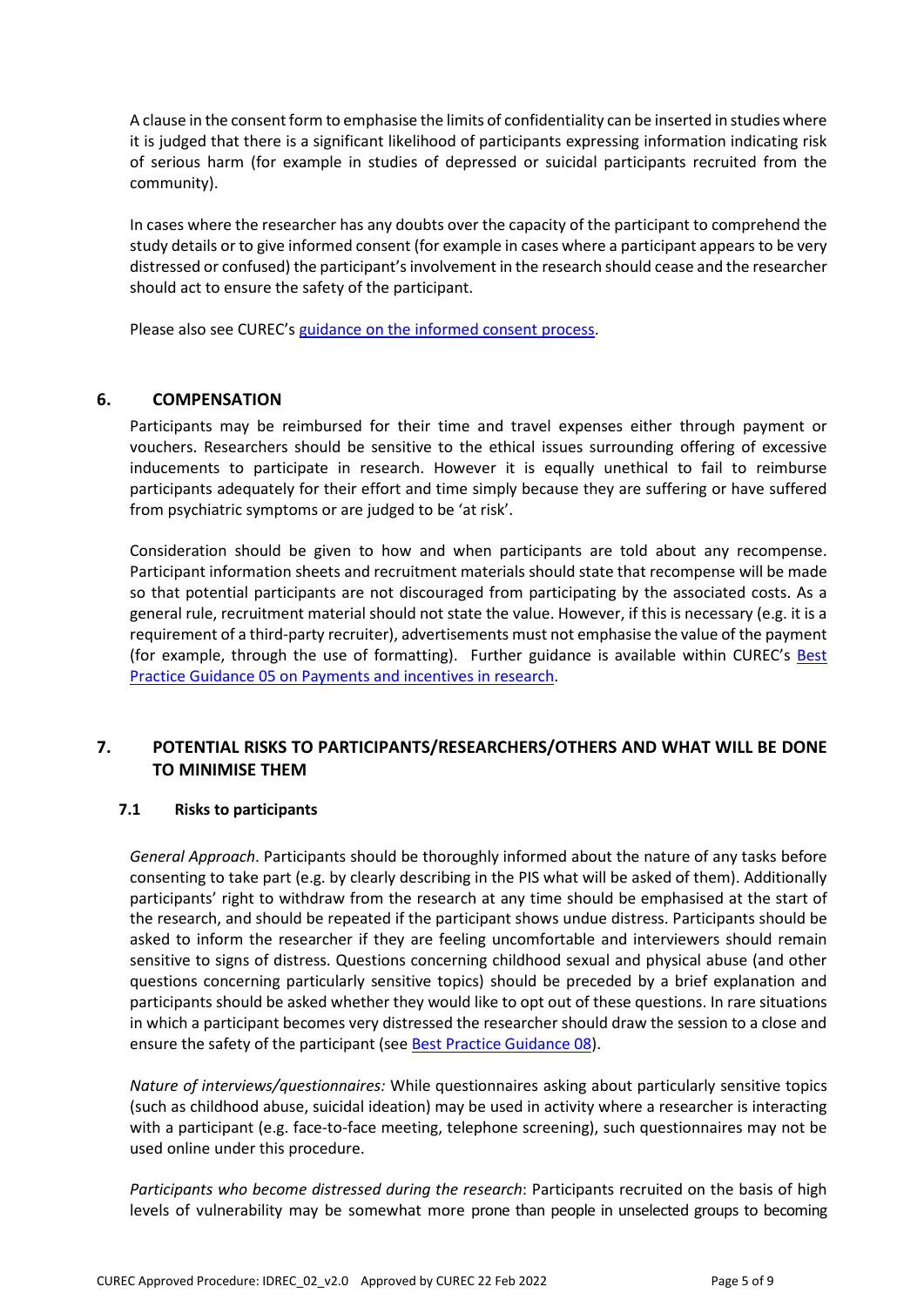A clause in the consent form to emphasise the limits of confidentiality can be inserted in studies where it is judged that there is a significant likelihood of participants expressing information indicating risk of serious harm (for example in studies of depressed or suicidal participants recruited from the community).

In cases where the researcher has any doubts over the capacity of the participant to comprehend the study details or to give informed consent (for example in cases where a participant appears to be very distressed or confused) the participant's involvement in the research should cease and the researcher should act to ensure the safety of the participant.

Please also see CUREC's [guidance on the informed consent process](#).

## 6. COMPENSATION

Participants may be reimbursed for their time and travel expenses either through payment or vouchers. Researchers should be sensitive to the ethical issues surrounding offering of excessive inducements to participate in research. However it is equally unethical to fail to reimburse participants adequately for their effort and time simply because they are suffering or have suffered from psychiatric symptoms or are judged to be 'at risk'.

Consideration should be given to how and when participants are told about any recompense. Participant information sheets and recruitment materials should state that recompense will be made so that potential participants are not discouraged from participating by the associated costs. As a general rule, recruitment material should not state the value. However, if this is necessary (e.g. it is a requirement of a third-party recruiter), advertisements must not emphasise the value of the payment (for example, through the use of formatting). Further guidance is available within CUREC's [Best Practice Guidance 05 on Payments and incentives in research](#).

## 7. POTENTIAL RISKS TO PARTICIPANTS/RESEARCHERS/OTHERS AND WHAT WILL BE DONE TO MINIMISE THEM

### 7.1 Risks to participants

*General Approach*. Participants should be thoroughly informed about the nature of any tasks before consenting to take part (e.g. by clearly describing in the PIS what will be asked of them). Additionally participants' right to withdraw from the research at any time should be emphasised at the start of the research, and should be repeated if the participant shows undue distress. Participants should be asked to inform the researcher if they are feeling uncomfortable and interviewers should remain sensitive to signs of distress. Questions concerning childhood sexual and physical abuse (and other questions concerning particularly sensitive topics) should be preceded by a brief explanation and participants should be asked whether they would like to opt out of these questions. In rare situations in which a participant becomes very distressed the researcher should draw the session to a close and ensure the safety of the participant (see [Best Practice Guidance 08](#)).

*Nature of interviews/questionnaires:* While questionnaires asking about particularly sensitive topics (such as childhood abuse, suicidal ideation) may be used in activity where a researcher is interacting with a participant (e.g. face-to-face meeting, telephone screening), such questionnaires may not be used online under this procedure.

*Participants who become distressed during the research*: Participants recruited on the basis of high levels of vulnerability may be somewhat more prone than people in unselected groups to becoming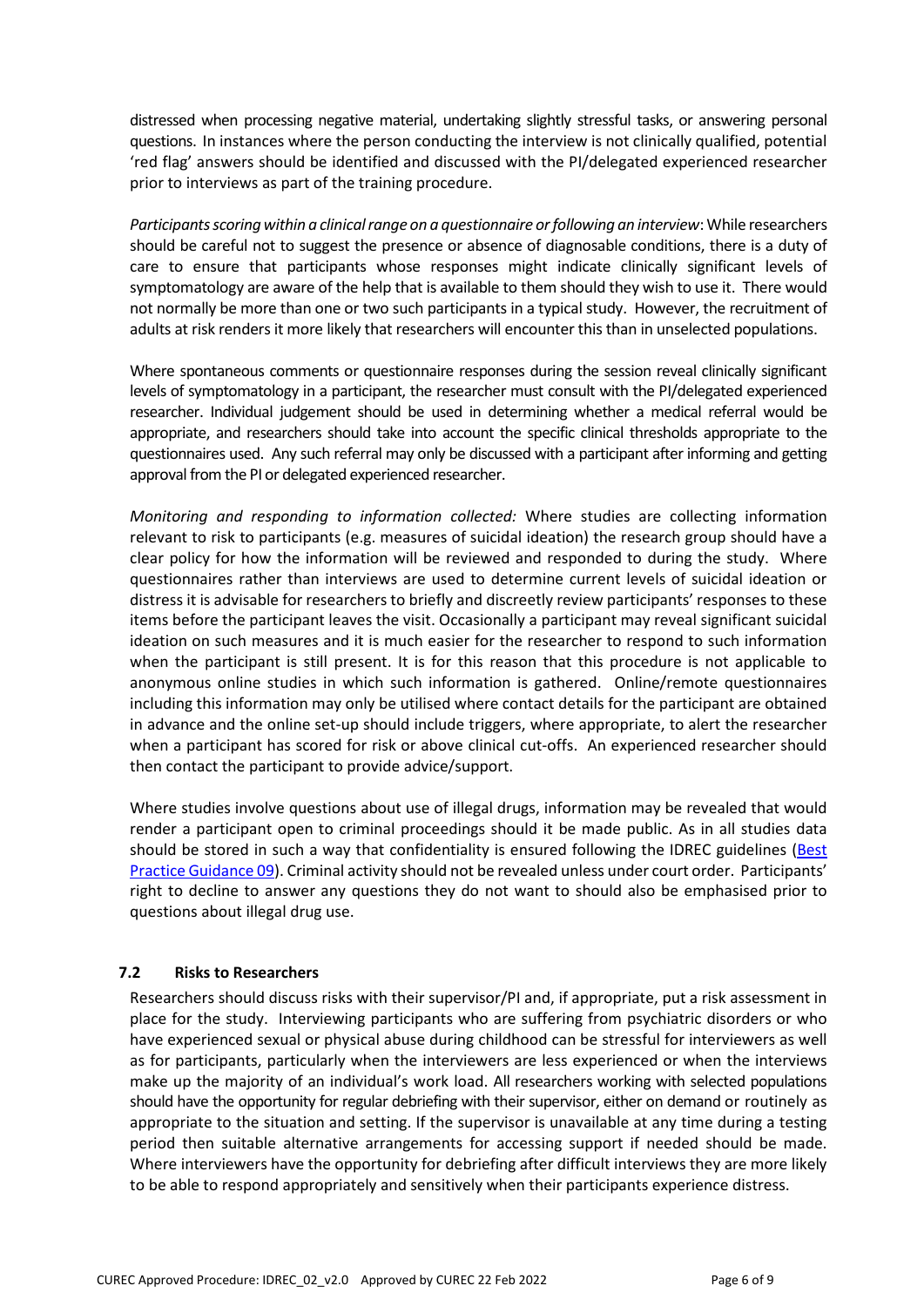distressed when processing negative material, undertaking slightly stressful tasks, or answering personal questions. In instances where the person conducting the interview is not clinically qualified, potential 'red flag' answers should be identified and discussed with the PI/delegated experienced researcher prior to interviews as part of the training procedure.

*Participants scoring within a clinical range on a questionnaire or following an interview*: While researchers should be careful not to suggest the presence or absence of diagnosable conditions, there is a duty of care to ensure that participants whose responses might indicate clinically significant levels of symptomatology are aware of the help that is available to them should they wish to use it. There would not normally be more than one or two such participants in a typical study. However, the recruitment of adults at risk renders it more likely that researchers will encounter this than in unselected populations.

Where spontaneous comments or questionnaire responses during the session reveal clinically significant levels of symptomatology in a participant, the researcher must consult with the PI/delegated experienced researcher. Individual judgement should be used in determining whether a medical referral would be appropriate, and researchers should take into account the specific clinical thresholds appropriate to the questionnaires used. Any such referral may only be discussed with a participant after informing and getting approval from the PI or delegated experienced researcher.

*Monitoring and responding to information collected:* Where studies are collecting information relevant to risk to participants (e.g. measures of suicidal ideation) the research group should have a clear policy for how the information will be reviewed and responded to during the study. Where questionnaires rather than interviews are used to determine current levels of suicidal ideation or distress it is advisable for researchers to briefly and discreetly review participants' responses to these items before the participant leaves the visit. Occasionally a participant may reveal significant suicidal ideation on such measures and it is much easier for the researcher to respond to such information when the participant is still present. It is for this reason that this procedure is not applicable to anonymous online studies in which such information is gathered. Online/remote questionnaires including this information may only be utilised where contact details for the participant are obtained in advance and the online set-up should include triggers, where appropriate, to alert the researcher when a participant has scored for risk or above clinical cut-offs. An experienced researcher should then contact the participant to provide advice/support.

Where studies involve questions about use of illegal drugs, information may be revealed that would render a participant open to criminal proceedings should it be made public. As in all studies data should be stored in such a way that confidentiality is ensured following the IDREC guidelines (Best Practice Guidance 09). Criminal activity should not be revealed unless under court order. Participants' right to decline to answer any questions they do not want to should also be emphasised prior to questions about illegal drug use.

### 7.2 Risks to Researchers

Researchers should discuss risks with their supervisor/PI and, if appropriate, put a risk assessment in place for the study. Interviewing participants who are suffering from psychiatric disorders or who have experienced sexual or physical abuse during childhood can be stressful for interviewers as well as for participants, particularly when the interviewers are less experienced or when the interviews make up the majority of an individual's work load. All researchers working with selected populations should have the opportunity for regular debriefing with their supervisor, either on demand or routinely as appropriate to the situation and setting. If the supervisor is unavailable at any time during a testing period then suitable alternative arrangements for accessing support if needed should be made. Where interviewers have the opportunity for debriefing after difficult interviews they are more likely to be able to respond appropriately and sensitively when their participants experience distress.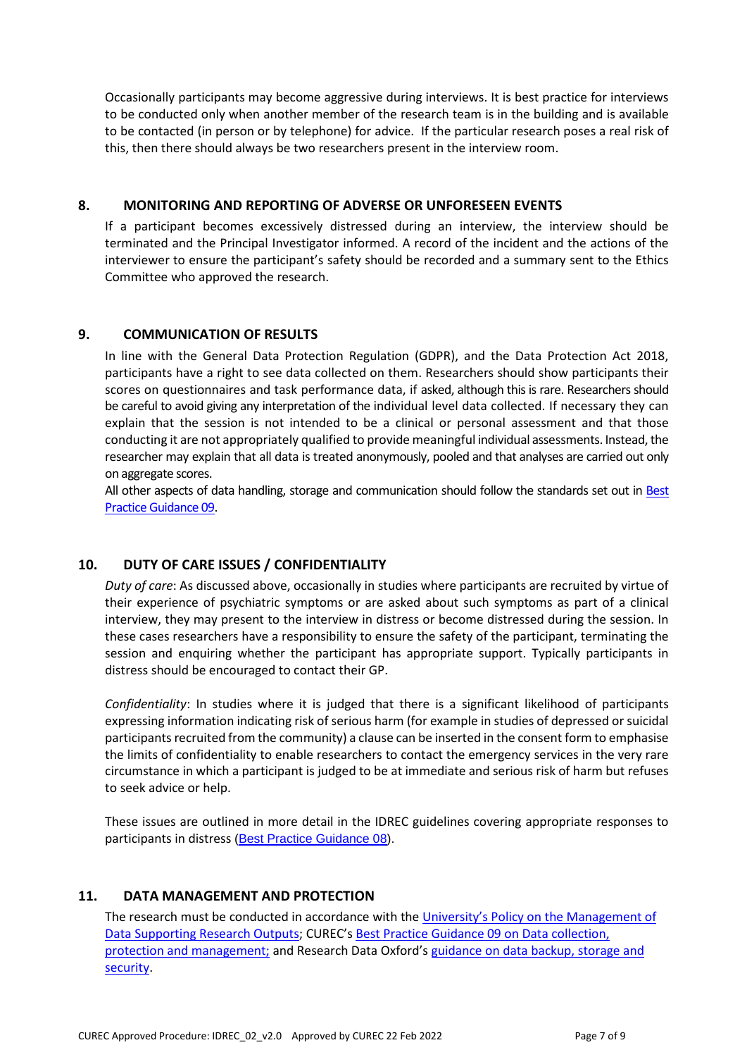Occasionally participants may become aggressive during interviews. It is best practice for interviews to be conducted only when another member of the research team is in the building and is available to be contacted (in person or by telephone) for advice. If the particular research poses a real risk of this, then there should always be two researchers present in the interview room.

## 8. MONITORING AND REPORTING OF ADVERSE OR UNFORESEEN EVENTS

If a participant becomes excessively distressed during an interview, the interview should be terminated and the Principal Investigator informed. A record of the incident and the actions of the interviewer to ensure the participant's safety should be recorded and a summary sent to the Ethics Committee who approved the research.

## 9. COMMUNICATION OF RESULTS

In line with the General Data Protection Regulation (GDPR), and the Data Protection Act 2018, participants have a right to see data collected on them. Researchers should show participants their scores on questionnaires and task performance data, if asked, although this is rare. Researchers should be careful to avoid giving any interpretation of the individual level data collected. If necessary they can explain that the session is not intended to be a clinical or personal assessment and that those conducting it are not appropriately qualified to provide meaningful individual assessments. Instead, the researcher may explain that all data is treated anonymously, pooled and that analyses are carried out only on aggregate scores.

All other aspects of data handling, storage and communication should follow the standards set out in [Best Practice Guidance 09]().

## 10. DUTY OF CARE ISSUES / CONFIDENTIALITY

*Duty of care*: As discussed above, occasionally in studies where participants are recruited by virtue of their experience of psychiatric symptoms or are asked about such symptoms as part of a clinical interview, they may present to the interview in distress or become distressed during the session. In these cases researchers have a responsibility to ensure the safety of the participant, terminating the session and enquiring whether the participant has appropriate support. Typically participants in distress should be encouraged to contact their GP.

*Confidentiality*: In studies where it is judged that there is a significant likelihood of participants expressing information indicating risk of serious harm (for example in studies of depressed or suicidal participants recruited from the community) a clause can be inserted in the consent form to emphasise the limits of confidentiality to enable researchers to contact the emergency services in the very rare circumstance in which a participant is judged to be at immediate and serious risk of harm but refuses to seek advice or help.

These issues are outlined in more detail in the IDREC guidelines covering appropriate responses to participants in distress ([Best Practice Guidance 08]()).

## 11. DATA MANAGEMENT AND PROTECTION

The research must be conducted in accordance with the [University's Policy on the Management of Data Supporting Research Outputs](); CUREC's [Best Practice Guidance 09 on Data collection, protection and management;]() and Research Data Oxford's [guidance on data backup, storage and security]().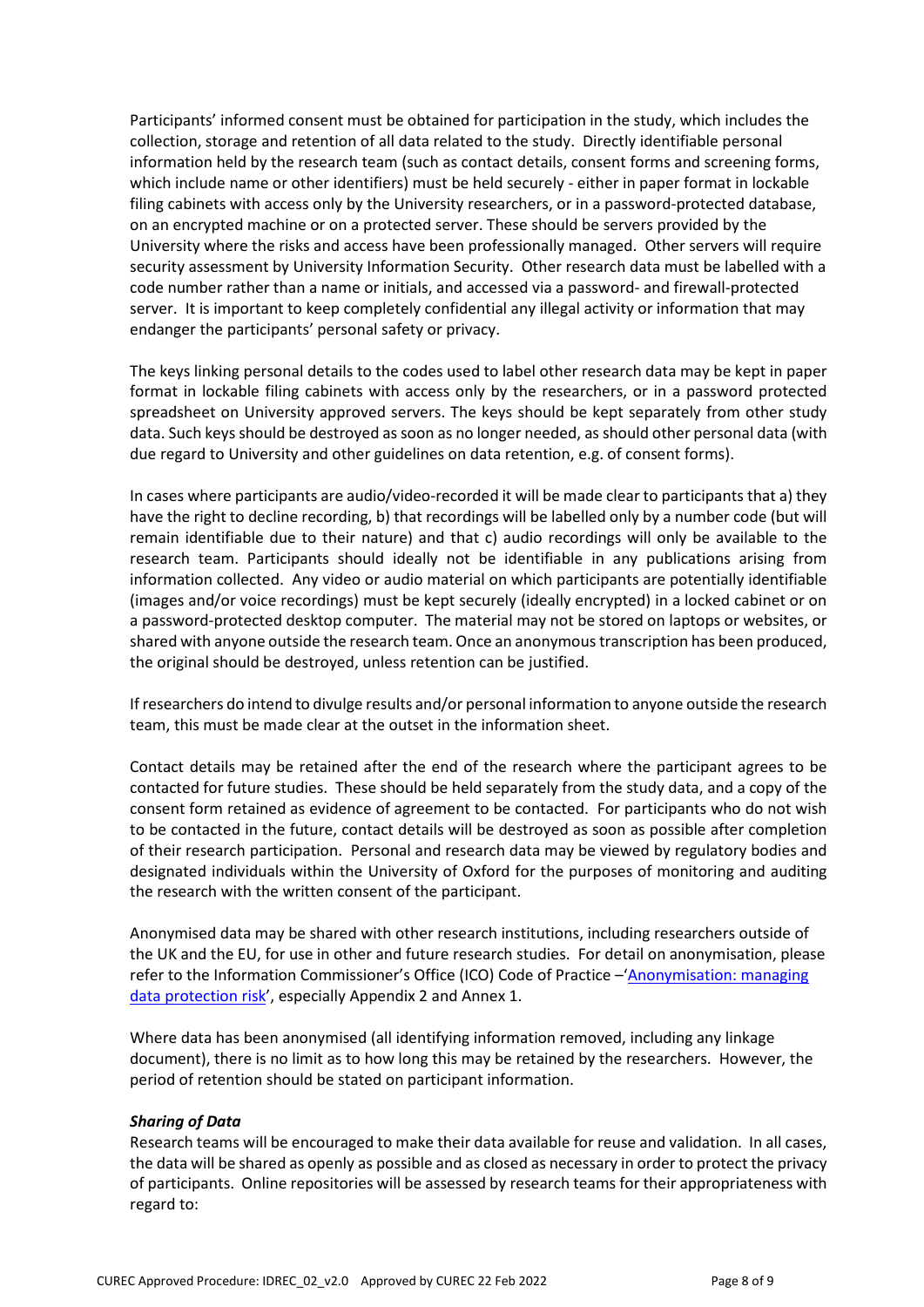Participants' informed consent must be obtained for participation in the study, which includes the collection, storage and retention of all data related to the study. Directly identifiable personal information held by the research team (such as contact details, consent forms and screening forms, which include name or other identifiers) must be held securely - either in paper format in lockable filing cabinets with access only by the University researchers, or in a password-protected database, on an encrypted machine or on a protected server. These should be servers provided by the University where the risks and access have been professionally managed. Other servers will require security assessment by University Information Security. Other research data must be labelled with a code number rather than a name or initials, and accessed via a password- and firewall-protected server. It is important to keep completely confidential any illegal activity or information that may endanger the participants' personal safety or privacy.

The keys linking personal details to the codes used to label other research data may be kept in paper format in lockable filing cabinets with access only by the researchers, or in a password protected spreadsheet on University approved servers. The keys should be kept separately from other study data. Such keys should be destroyed as soon as no longer needed, as should other personal data (with due regard to University and other guidelines on data retention, e.g. of consent forms).

In cases where participants are audio/video-recorded it will be made clear to participants that a) they have the right to decline recording, b) that recordings will be labelled only by a number code (but will remain identifiable due to their nature) and that c) audio recordings will only be available to the research team. Participants should ideally not be identifiable in any publications arising from information collected. Any video or audio material on which participants are potentially identifiable (images and/or voice recordings) must be kept securely (ideally encrypted) in a locked cabinet or on a password-protected desktop computer. The material may not be stored on laptops or websites, or shared with anyone outside the research team. Once an anonymous transcription has been produced, the original should be destroyed, unless retention can be justified.

If researchers do intend to divulge results and/or personal information to anyone outside the research team, this must be made clear at the outset in the information sheet.

Contact details may be retained after the end of the research where the participant agrees to be contacted for future studies. These should be held separately from the study data, and a copy of the consent form retained as evidence of agreement to be contacted. For participants who do not wish to be contacted in the future, contact details will be destroyed as soon as possible after completion of their research participation. Personal and research data may be viewed by regulatory bodies and designated individuals within the University of Oxford for the purposes of monitoring and auditing the research with the written consent of the participant.

Anonymised data may be shared with other research institutions, including researchers outside of the UK and the EU, for use in other and future research studies. For detail on anonymisation, please refer to the Information Commissioner's Office (ICO) Code of Practice –'Anonymisation: managing data protection risk', especially Appendix 2 and Annex 1.

Where data has been anonymised (all identifying information removed, including any linkage document), there is no limit as to how long this may be retained by the researchers. However, the period of retention should be stated on participant information.

***Sharing of Data***

Research teams will be encouraged to make their data available for reuse and validation. In all cases, the data will be shared as openly as possible and as closed as necessary in order to protect the privacy of participants. Online repositories will be assessed by research teams for their appropriateness with regard to: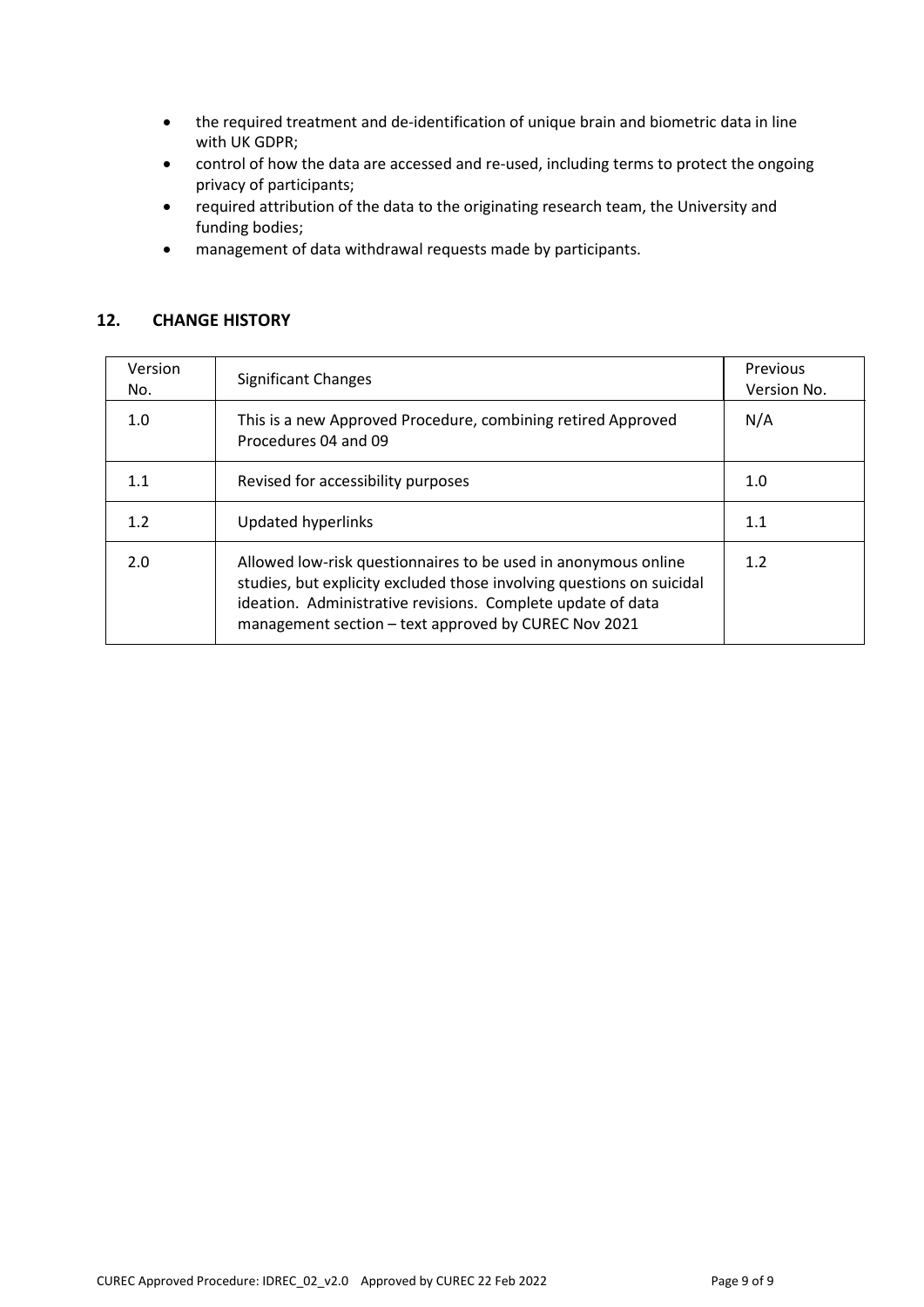- the required treatment and de-identification of unique brain and biometric data in line with UK GDPR;
- control of how the data are accessed and re-used, including terms to protect the ongoing privacy of participants;
- required attribution of the data to the originating research team, the University and funding bodies;
- management of data withdrawal requests made by participants.

## 12. CHANGE HISTORY

| Version No. | Significant Changes | Previous Version No. |
|---|---|---|
| 1.0 | This is a new Approved Procedure, combining retired Approved Procedures 04 and 09 | N/A |
| 1.1 | Revised for accessibility purposes | 1.0 |
| 1.2 | Updated hyperlinks | 1.1 |
| 2.0 | Allowed low-risk questionnaires to be used in anonymous online studies, but explicity excluded those involving questions on suicidal ideation. Administrative revisions. Complete update of data management section – text approved by CUREC Nov 2021 | 1.2 |